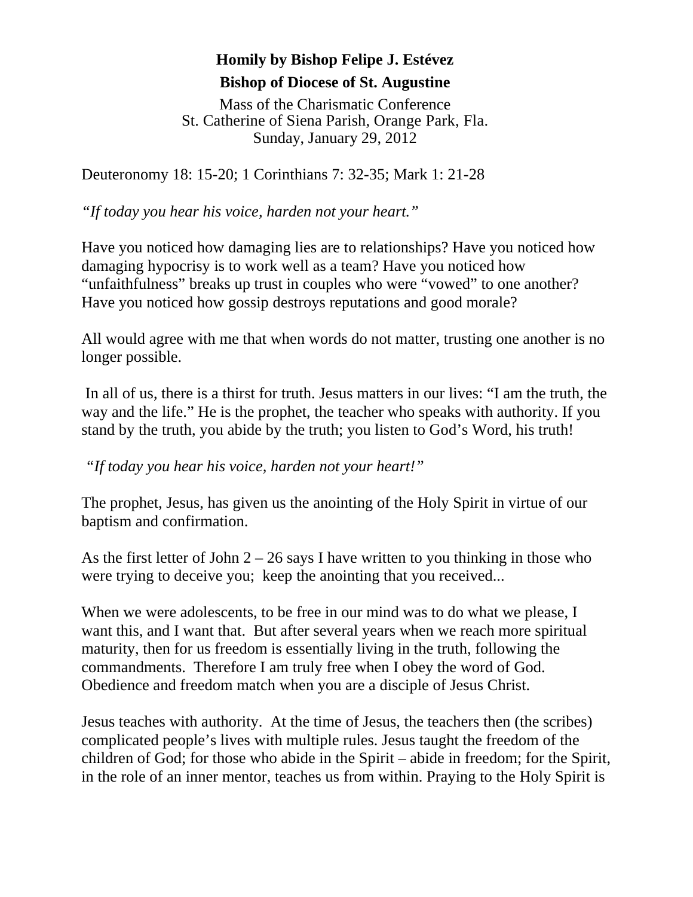# Homily by Bishop Felipe J. Estévez

## Bishop of Diocese of St. Augustine

Mass of the Charismatic Conference
St. Catherine of Siena Parish, Orange Park, Fla.
Sunday, January 29, 2012

Deuteronomy 18: 15-20; 1 Corinthians 7: 32-35; Mark 1: 21-28

*"If today you hear his voice, harden not your heart."*

Have you noticed how damaging lies are to relationships? Have you noticed how damaging hypocrisy is to work well as a team? Have you noticed how "unfaithfulness" breaks up trust in couples who were "vowed" to one another? Have you noticed how gossip destroys reputations and good morale?

All would agree with me that when words do not matter, trusting one another is no longer possible.

In all of us, there is a thirst for truth. Jesus matters in our lives: "I am the truth, the way and the life." He is the prophet, the teacher who speaks with authority. If you stand by the truth, you abide by the truth; you listen to God's Word, his truth!

*"If today you hear his voice, harden not your heart!"*

The prophet, Jesus, has given us the anointing of the Holy Spirit in virtue of our baptism and confirmation.

As the first letter of John 2 – 26 says I have written to you thinking in those who were trying to deceive you; keep the anointing that you received...

When we were adolescents, to be free in our mind was to do what we please, I want this, and I want that. But after several years when we reach more spiritual maturity, then for us freedom is essentially living in the truth, following the commandments. Therefore I am truly free when I obey the word of God. Obedience and freedom match when you are a disciple of Jesus Christ.

Jesus teaches with authority. At the time of Jesus, the teachers then (the scribes) complicated people's lives with multiple rules. Jesus taught the freedom of the children of God; for those who abide in the Spirit – abide in freedom; for the Spirit, in the role of an inner mentor, teaches us from within. Praying to the Holy Spirit is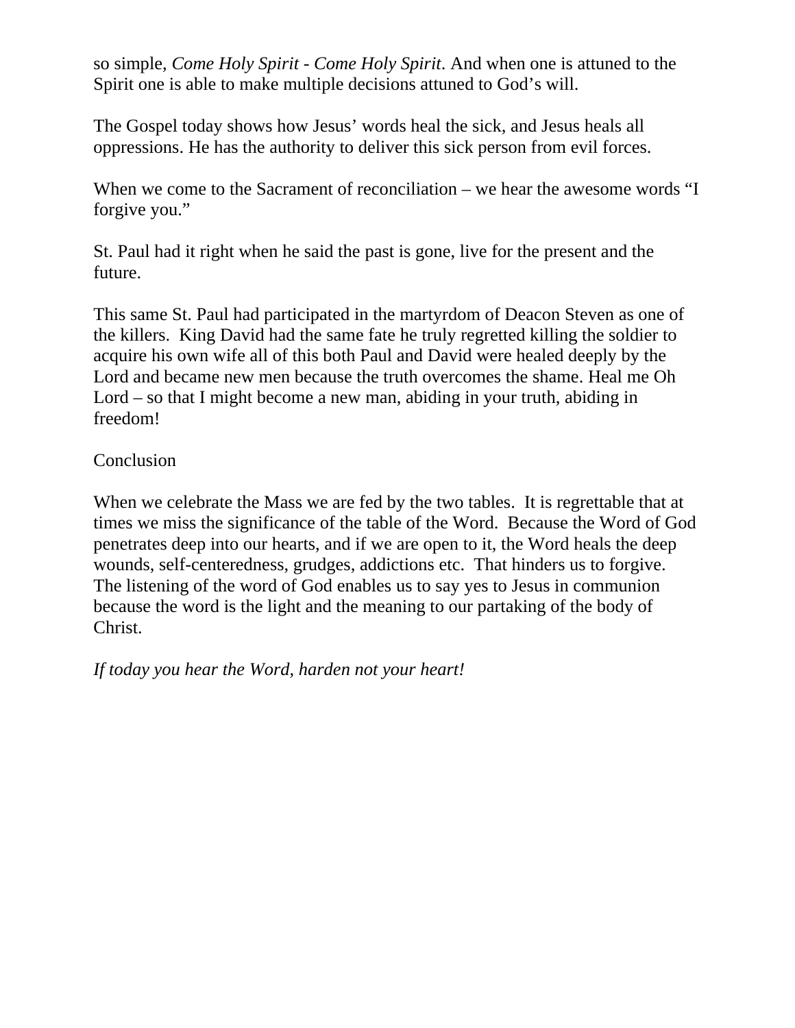so simple, *Come Holy Spirit - Come Holy Spirit*. And when one is attuned to the Spirit one is able to make multiple decisions attuned to God's will.

The Gospel today shows how Jesus' words heal the sick, and Jesus heals all oppressions. He has the authority to deliver this sick person from evil forces.

When we come to the Sacrament of reconciliation – we hear the awesome words "I forgive you."

St. Paul had it right when he said the past is gone, live for the present and the future.

This same St. Paul had participated in the martyrdom of Deacon Steven as one of the killers. King David had the same fate he truly regretted killing the soldier to acquire his own wife all of this both Paul and David were healed deeply by the Lord and became new men because the truth overcomes the shame. Heal me Oh Lord – so that I might become a new man, abiding in your truth, abiding in freedom!

Conclusion

When we celebrate the Mass we are fed by the two tables. It is regrettable that at times we miss the significance of the table of the Word. Because the Word of God penetrates deep into our hearts, and if we are open to it, the Word heals the deep wounds, self-centeredness, grudges, addictions etc. That hinders us to forgive. The listening of the word of God enables us to say yes to Jesus in communion because the word is the light and the meaning to our partaking of the body of Christ.

*If today you hear the Word, harden not your heart!*